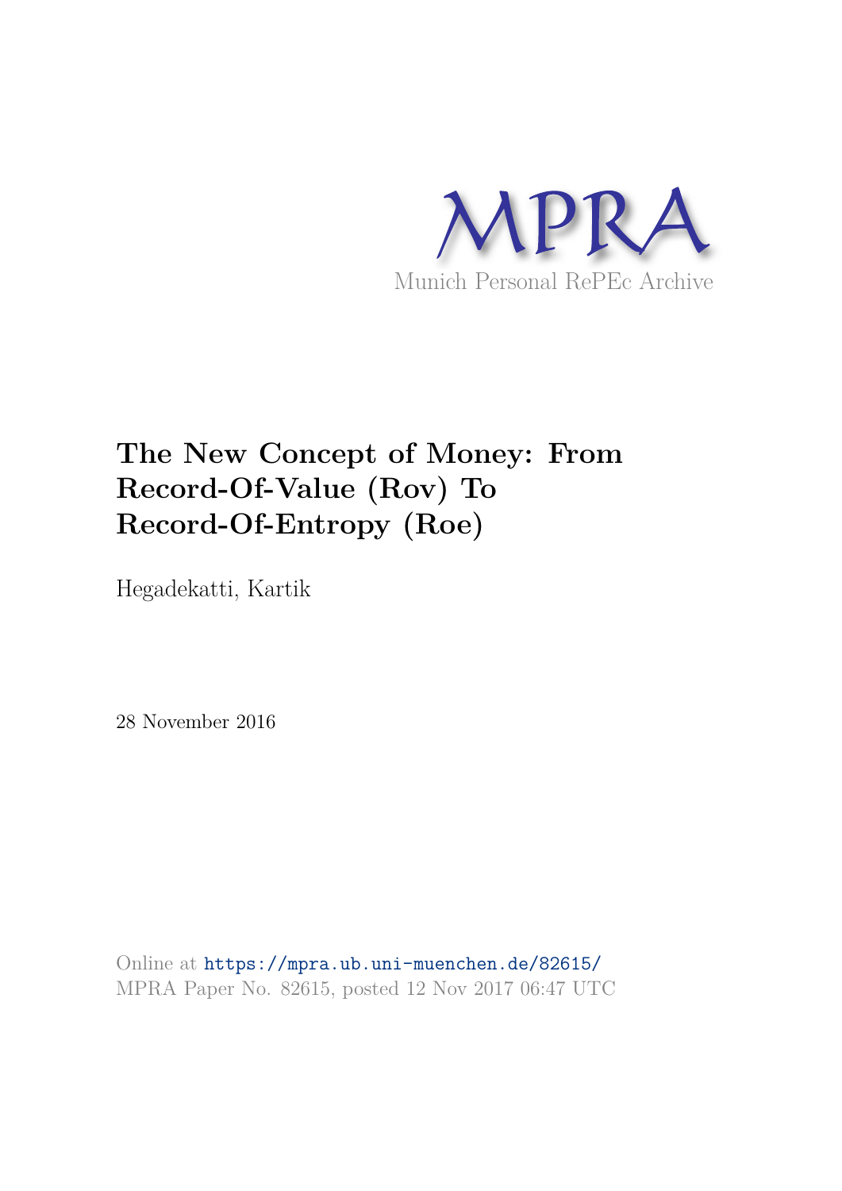MPRA

Munich Personal RePEc Archive

# The New Concept of Money: From Record-Of-Value (Rov) To Record-Of-Entropy (Roe)

Hegadekatti, Kartik

28 November 2016

Online at https://mpra.ub.uni-muenchen.de/82615/
MPRA Paper No. 82615, posted 12 Nov 2017 06:47 UTC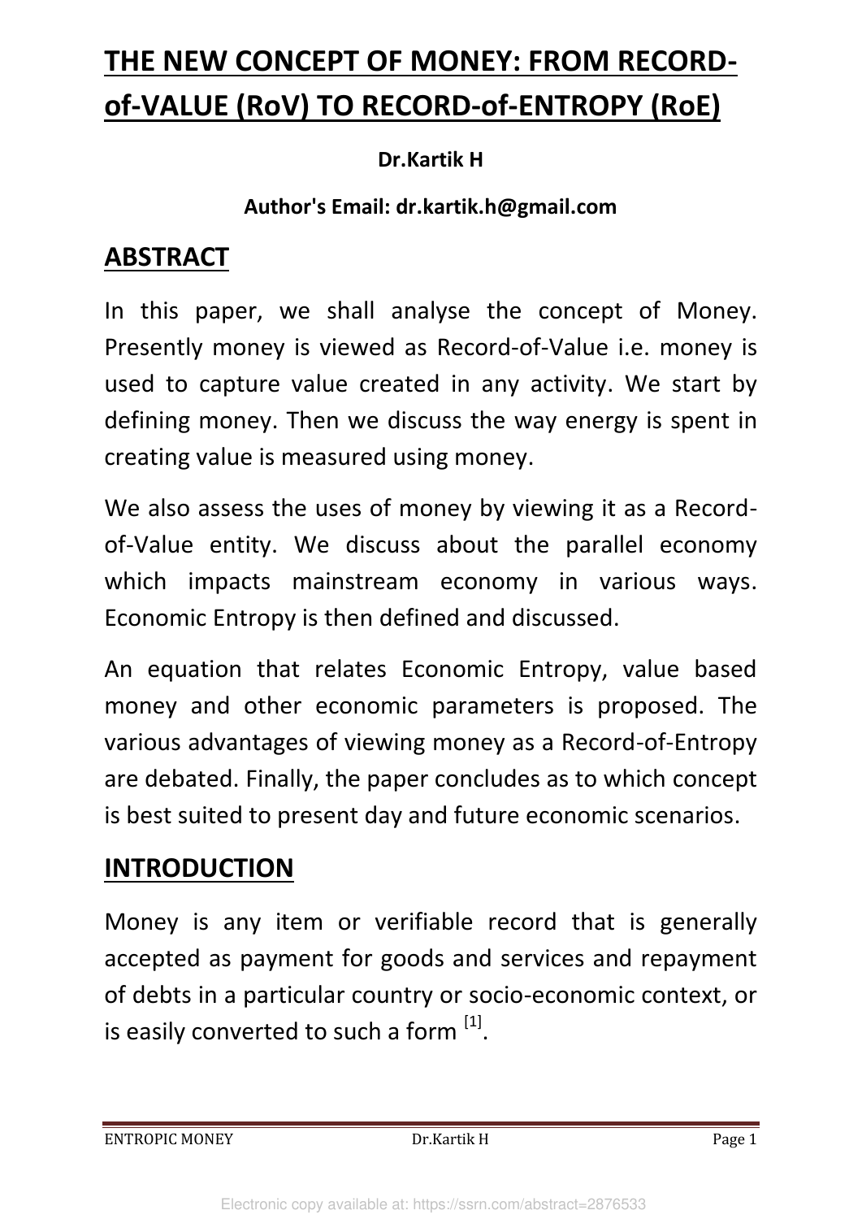# THE NEW CONCEPT OF MONEY: FROM RECORD-of-VALUE (RoV) TO RECORD-of-ENTROPY (RoE)

**Dr.Kartik H**

**Author's Email: dr.kartik.h@gmail.com**

## ABSTRACT

In this paper, we shall analyse the concept of Money. Presently money is viewed as Record-of-Value i.e. money is used to capture value created in any activity. We start by defining money. Then we discuss the way energy is spent in creating value is measured using money.

We also assess the uses of money by viewing it as a Record-of-Value entity. We discuss about the parallel economy which impacts mainstream economy in various ways. Economic Entropy is then defined and discussed.

An equation that relates Economic Entropy, value based money and other economic parameters is proposed. The various advantages of viewing money as a Record-of-Entropy are debated. Finally, the paper concludes as to which concept is best suited to present day and future economic scenarios.

## INTRODUCTION

Money is any item or verifiable record that is generally accepted as payment for goods and services and repayment of debts in a particular country or socio-economic context, or is easily converted to such a form [1].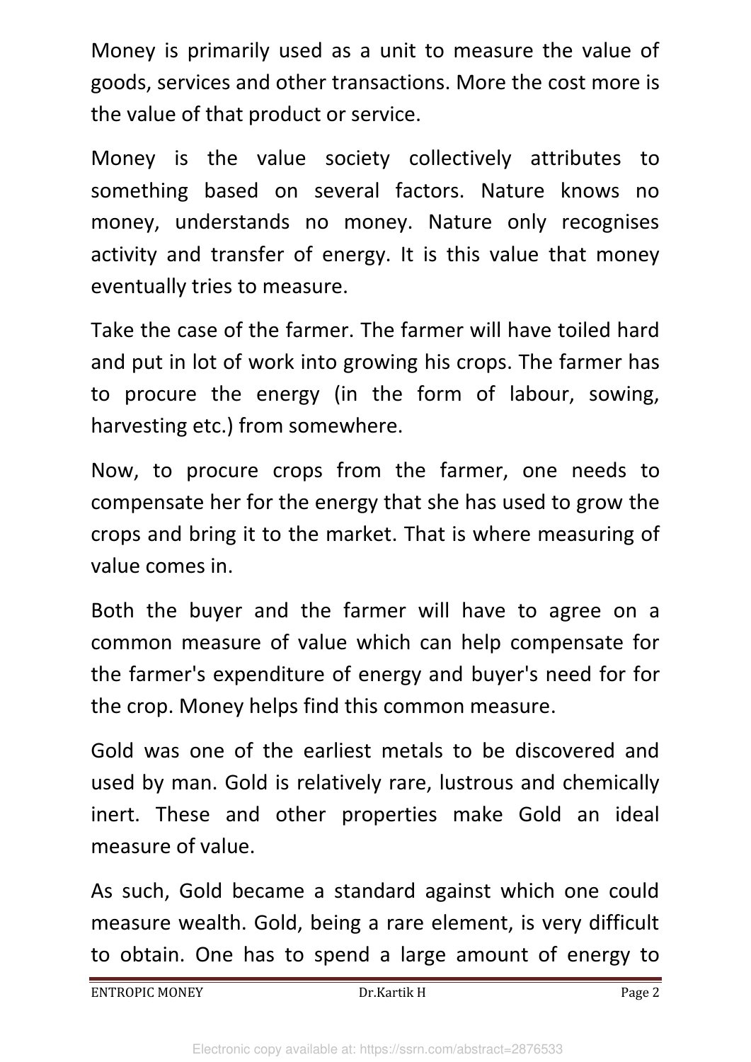Money is primarily used as a unit to measure the value of goods, services and other transactions. More the cost more is the value of that product or service.

Money is the value society collectively attributes to something based on several factors. Nature knows no money, understands no money. Nature only recognises activity and transfer of energy. It is this value that money eventually tries to measure.

Take the case of the farmer. The farmer will have toiled hard and put in lot of work into growing his crops. The farmer has to procure the energy (in the form of labour, sowing, harvesting etc.) from somewhere.

Now, to procure crops from the farmer, one needs to compensate her for the energy that she has used to grow the crops and bring it to the market. That is where measuring of value comes in.

Both the buyer and the farmer will have to agree on a common measure of value which can help compensate for the farmer's expenditure of energy and buyer's need for for the crop. Money helps find this common measure.

Gold was one of the earliest metals to be discovered and used by man. Gold is relatively rare, lustrous and chemically inert. These and other properties make Gold an ideal measure of value.

As such, Gold became a standard against which one could measure wealth. Gold, being a rare element, is very difficult to obtain. One has to spend a large amount of energy to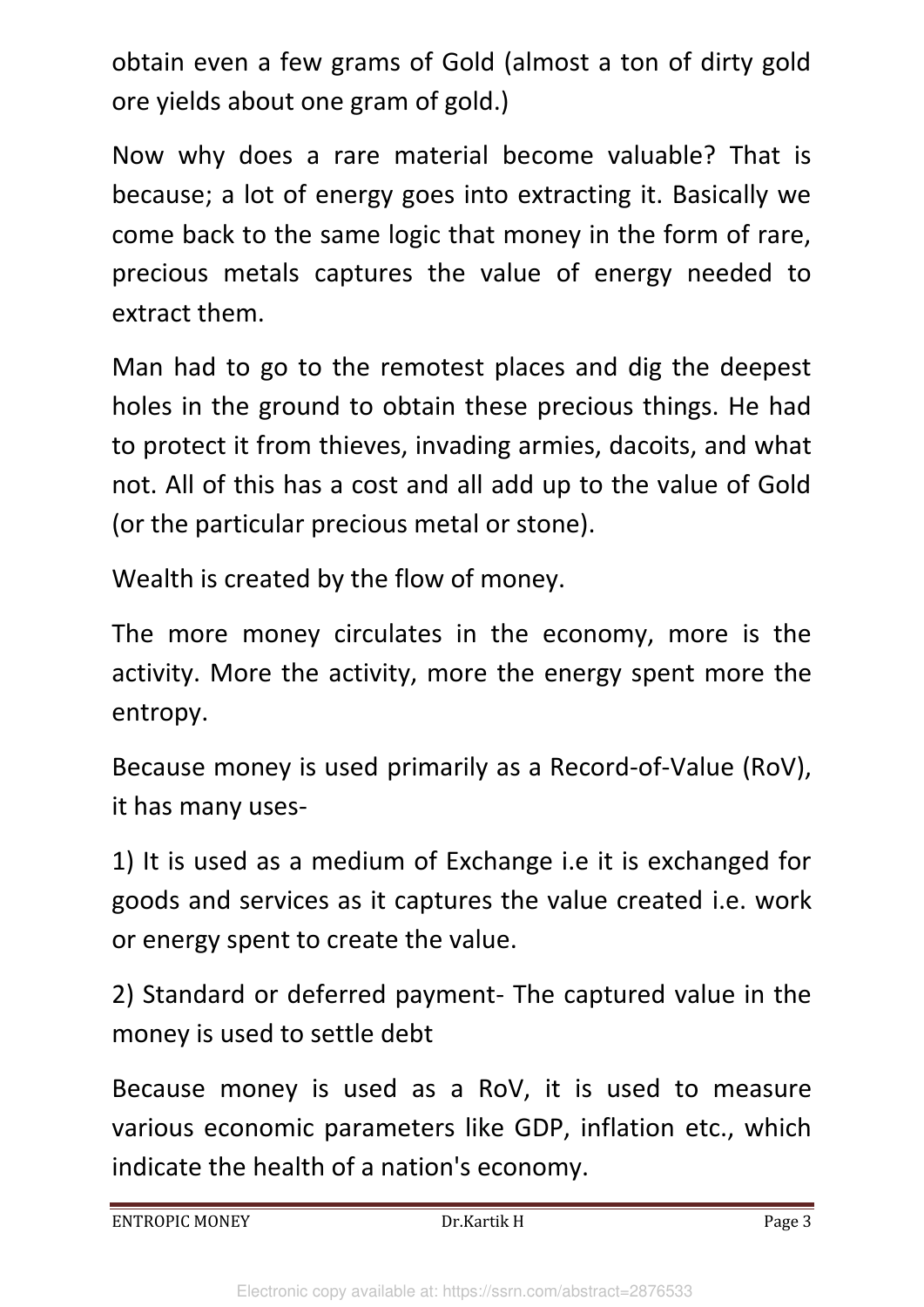obtain even a few grams of Gold (almost a ton of dirty gold ore yields about one gram of gold.)

Now why does a rare material become valuable? That is because; a lot of energy goes into extracting it. Basically we come back to the same logic that money in the form of rare, precious metals captures the value of energy needed to extract them.

Man had to go to the remotest places and dig the deepest holes in the ground to obtain these precious things. He had to protect it from thieves, invading armies, dacoits, and what not. All of this has a cost and all add up to the value of Gold (or the particular precious metal or stone).

Wealth is created by the flow of money.

The more money circulates in the economy, more is the activity. More the activity, more the energy spent more the entropy.

Because money is used primarily as a Record-of-Value (RoV), it has many uses-

1) It is used as a medium of Exchange i.e it is exchanged for goods and services as it captures the value created i.e. work or energy spent to create the value.

2) Standard or deferred payment- The captured value in the money is used to settle debt

Because money is used as a RoV, it is used to measure various economic parameters like GDP, inflation etc., which indicate the health of a nation's economy.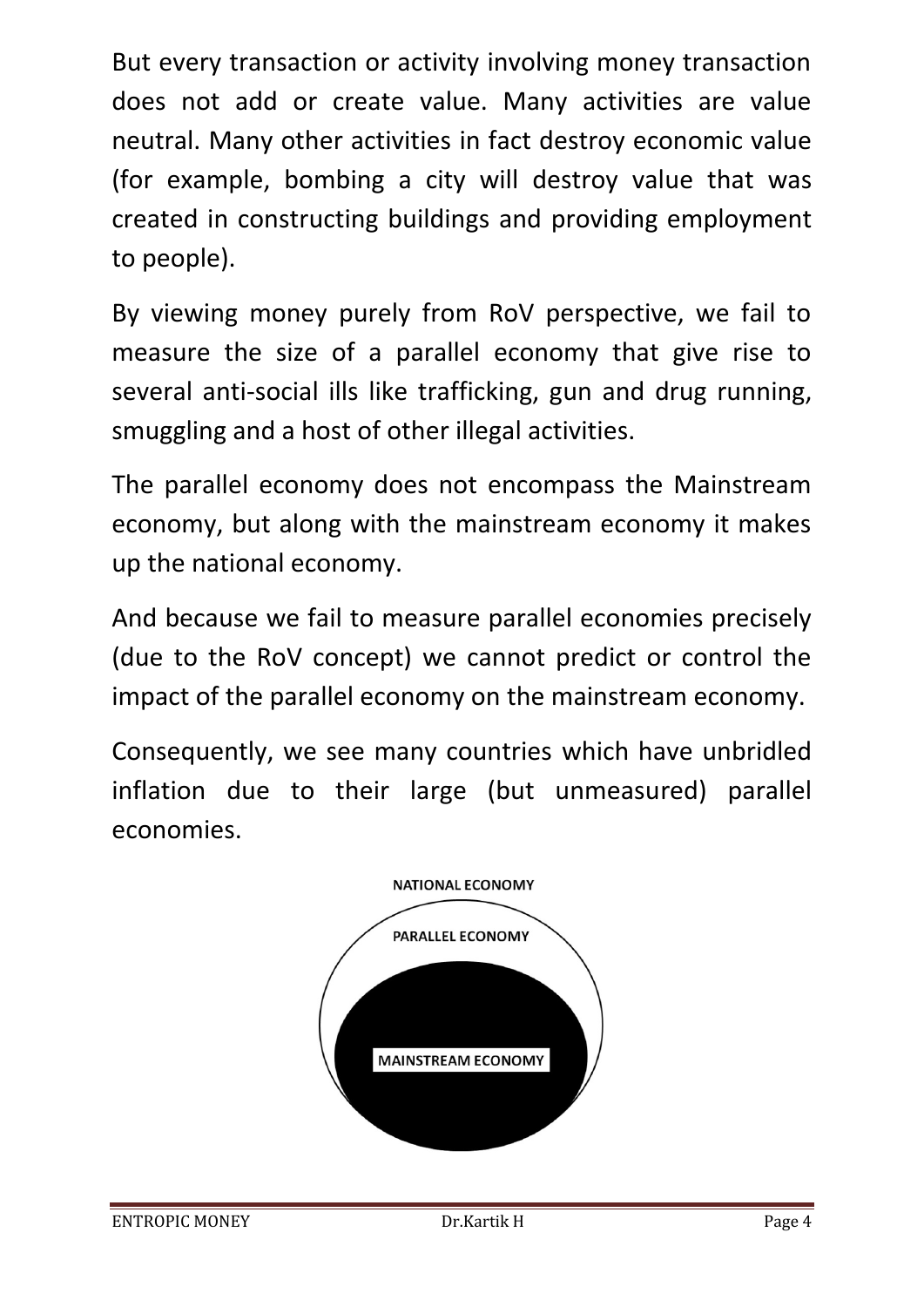But every transaction or activity involving money transaction does not add or create value. Many activities are value neutral. Many other activities in fact destroy economic value (for example, bombing a city will destroy value that was created in constructing buildings and providing employment to people).

By viewing money purely from RoV perspective, we fail to measure the size of a parallel economy that give rise to several anti-social ills like trafficking, gun and drug running, smuggling and a host of other illegal activities.

The parallel economy does not encompass the Mainstream economy, but along with the mainstream economy it makes up the national economy.

And because we fail to measure parallel economies precisely (due to the RoV concept) we cannot predict or control the impact of the parallel economy on the mainstream economy.

Consequently, we see many countries which have unbridled inflation due to their large (but unmeasured) parallel economies.

NATIONAL ECONOMY

PARALLEL ECONOMY

MAINSTREAM ECONOMY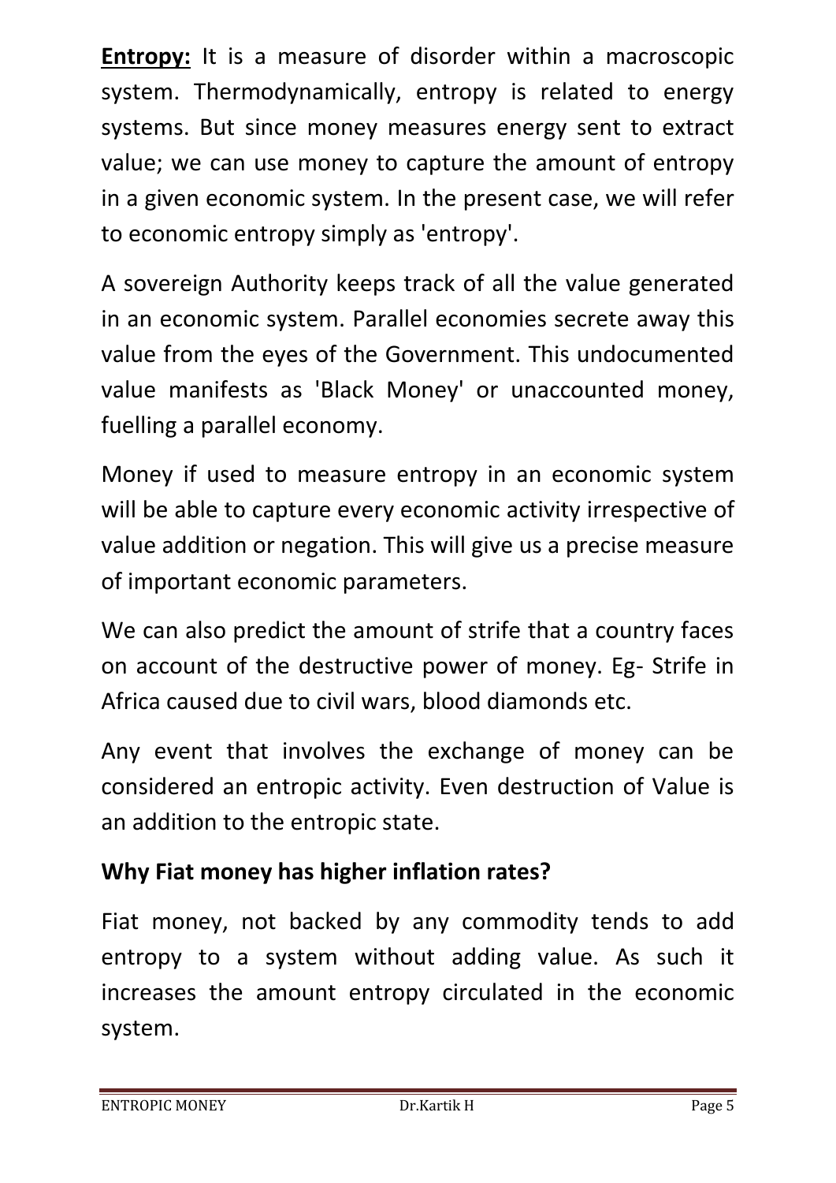**<u>Entropy:</u>** It is a measure of disorder within a macroscopic system. Thermodynamically, entropy is related to energy systems. But since money measures energy sent to extract value; we can use money to capture the amount of entropy in a given economic system. In the present case, we will refer to economic entropy simply as 'entropy'.

A sovereign Authority keeps track of all the value generated in an economic system. Parallel economies secrete away this value from the eyes of the Government. This undocumented value manifests as 'Black Money' or unaccounted money, fuelling a parallel economy.

Money if used to measure entropy in an economic system will be able to capture every economic activity irrespective of value addition or negation. This will give us a precise measure of important economic parameters.

We can also predict the amount of strife that a country faces on account of the destructive power of money. Eg- Strife in Africa caused due to civil wars, blood diamonds etc.

Any event that involves the exchange of money can be considered an entropic activity. Even destruction of Value is an addition to the entropic state.

**Why Fiat money has higher inflation rates?**

Fiat money, not backed by any commodity tends to add entropy to a system without adding value. As such it increases the amount entropy circulated in the economic system.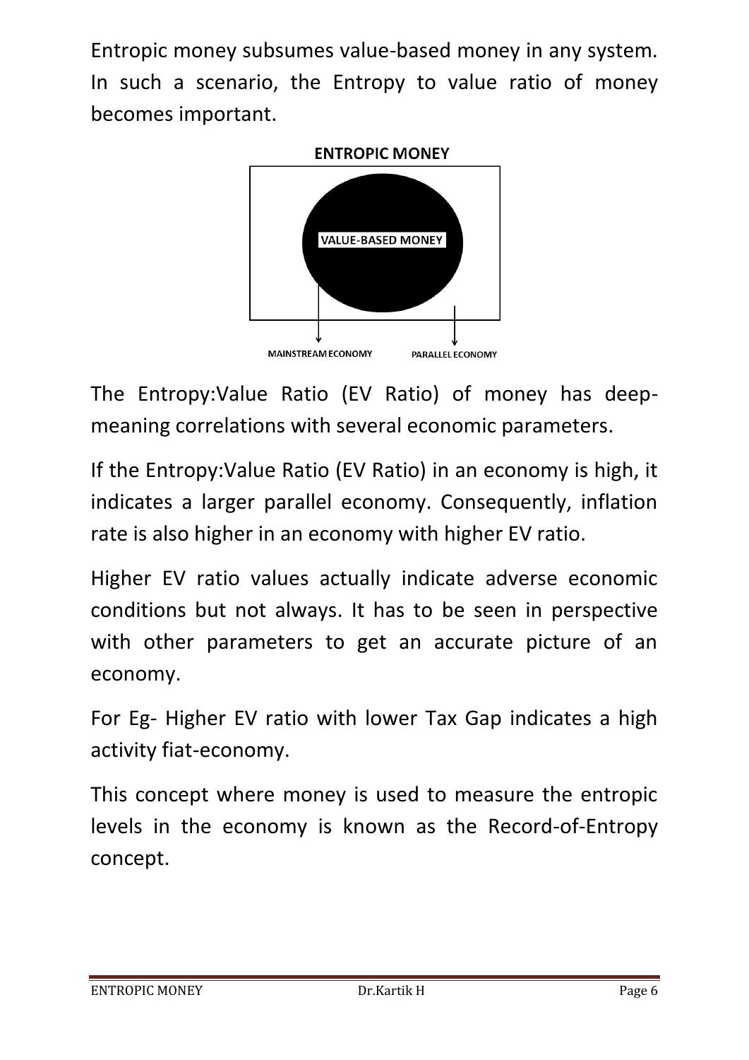Entropic money subsumes value-based money in any system. In such a scenario, the Entropy to value ratio of money becomes important.

**ENTROPIC MONEY**

VALUE-BASED MONEY

MAINSTREAM ECONOMY

PARALLEL ECONOMY

The Entropy:Value Ratio (EV Ratio) of money has deep-meaning correlations with several economic parameters.

If the Entropy:Value Ratio (EV Ratio) in an economy is high, it indicates a larger parallel economy. Consequently, inflation rate is also higher in an economy with higher EV ratio.

Higher EV ratio values actually indicate adverse economic conditions but not always. It has to be seen in perspective with other parameters to get an accurate picture of an economy.

For Eg- Higher EV ratio with lower Tax Gap indicates a high activity fiat-economy.

This concept where money is used to measure the entropic levels in the economy is known as the Record-of-Entropy concept.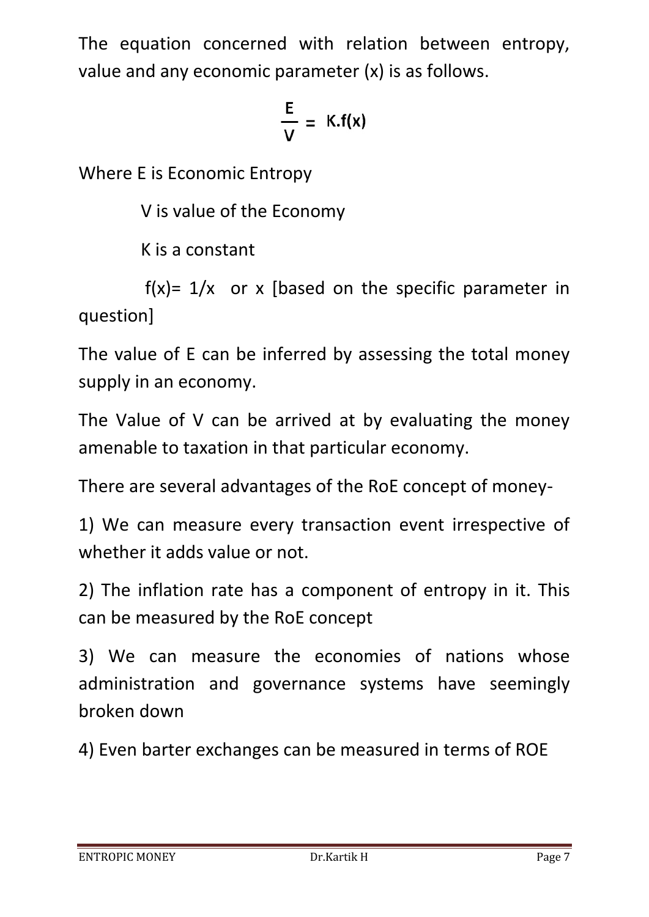The equation concerned with relation between entropy, value and any economic parameter (x) is as follows.

$$\frac{E}{V} = K.f(x)$$

Where E is Economic Entropy

V is value of the Economy

K is a constant

$f(x) = 1/x$ or x [based on the specific parameter in question]

The value of E can be inferred by assessing the total money supply in an economy.

The Value of V can be arrived at by evaluating the money amenable to taxation in that particular economy.

There are several advantages of the RoE concept of money-

1) We can measure every transaction event irrespective of whether it adds value or not.

2) The inflation rate has a component of entropy in it. This can be measured by the RoE concept

3) We can measure the economies of nations whose administration and governance systems have seemingly broken down

4) Even barter exchanges can be measured in terms of ROE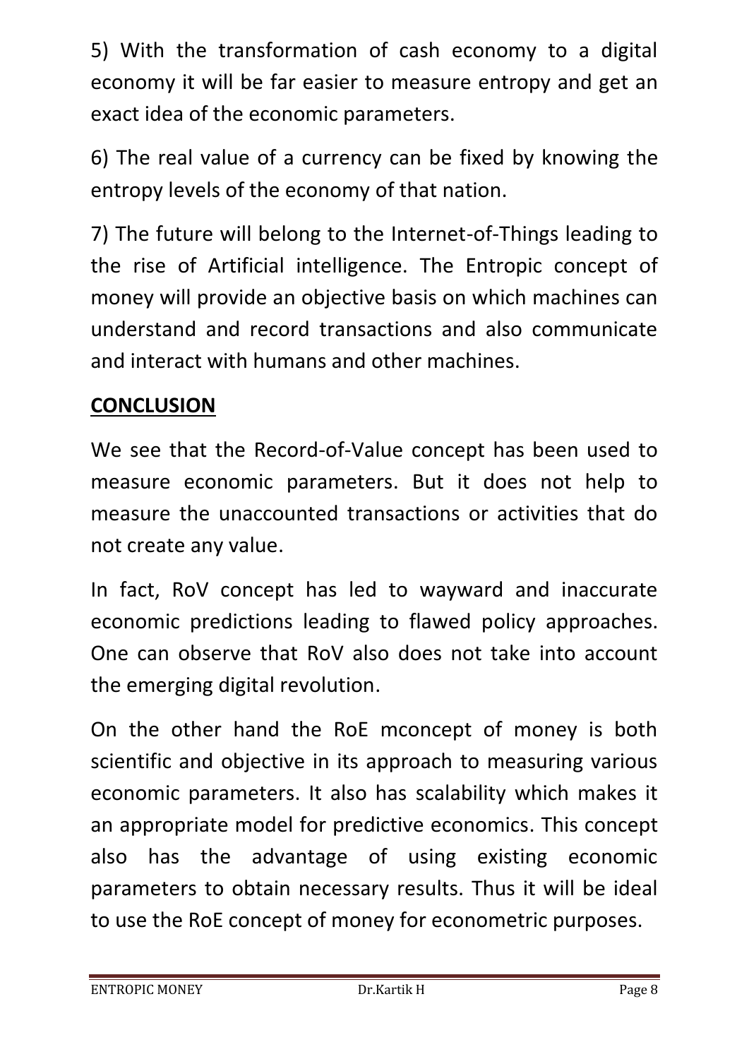5) With the transformation of cash economy to a digital economy it will be far easier to measure entropy and get an exact idea of the economic parameters.

6) The real value of a currency can be fixed by knowing the entropy levels of the economy of that nation.

7) The future will belong to the Internet-of-Things leading to the rise of Artificial intelligence. The Entropic concept of money will provide an objective basis on which machines can understand and record transactions and also communicate and interact with humans and other machines.

## CONCLUSION

We see that the Record-of-Value concept has been used to measure economic parameters. But it does not help to measure the unaccounted transactions or activities that do not create any value.

In fact, RoV concept has led to wayward and inaccurate economic predictions leading to flawed policy approaches. One can observe that RoV also does not take into account the emerging digital revolution.

On the other hand the RoE mconcept of money is both scientific and objective in its approach to measuring various economic parameters. It also has scalability which makes it an appropriate model for predictive economics. This concept also has the advantage of using existing economic parameters to obtain necessary results. Thus it will be ideal to use the RoE concept of money for econometric purposes.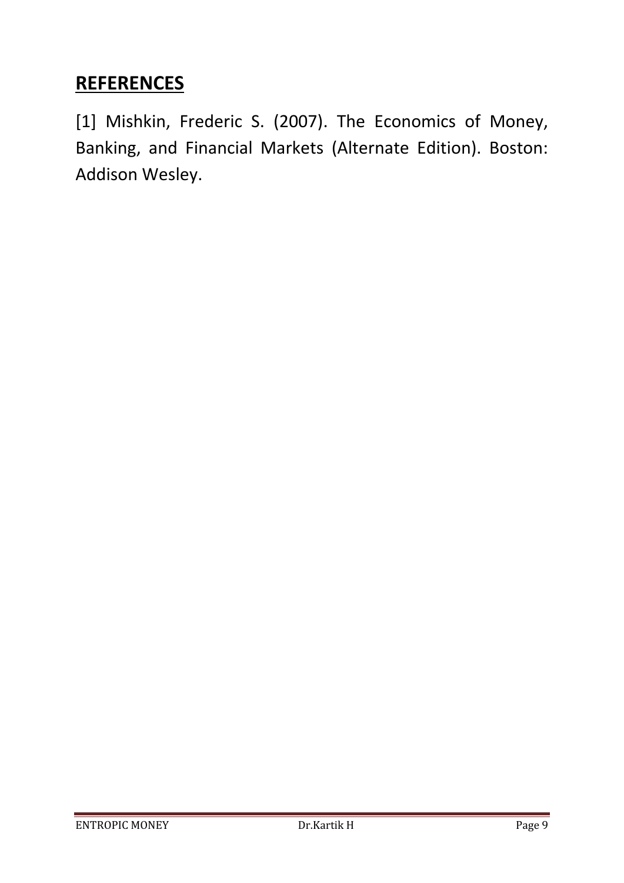## REFERENCES

[1] Mishkin, Frederic S. (2007). The Economics of Money, Banking, and Financial Markets (Alternate Edition). Boston: Addison Wesley.